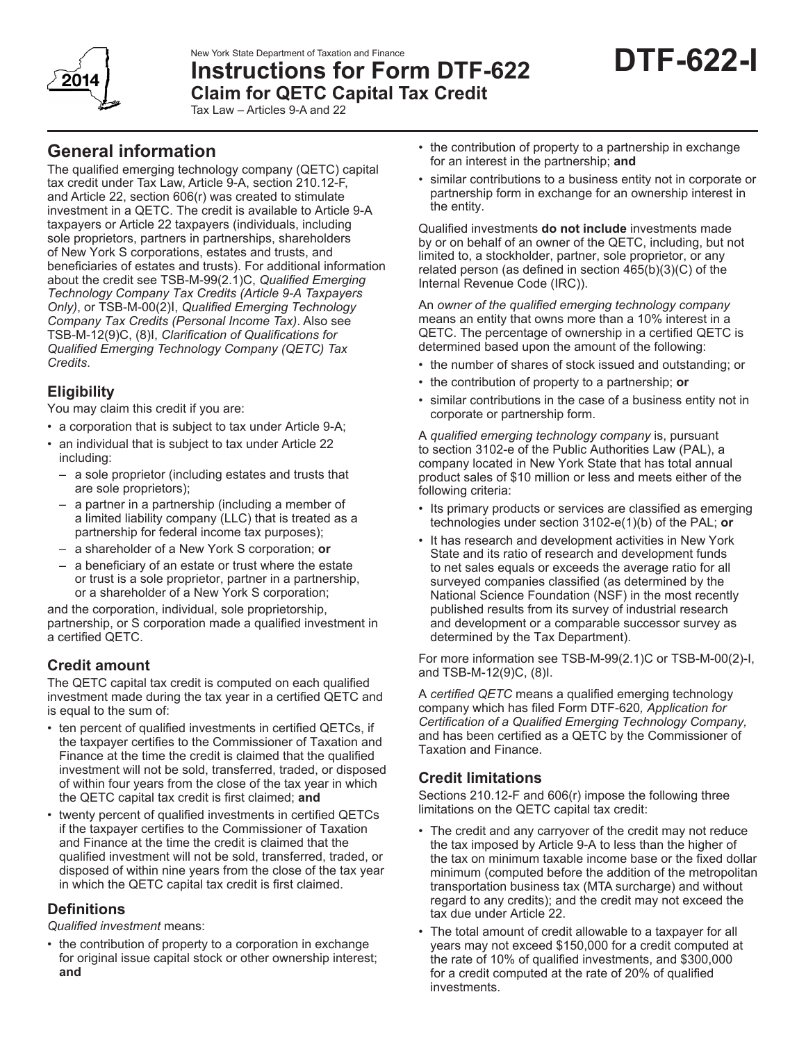New York State Department of Taxation and Finance

# Instructions for Form DTF-622

## Claim for QETC Capital Tax Credit

Tax Law – Articles 9-A and 22

**DTF-622-I**

## General information

The qualified emerging technology company (QETC) capital tax credit under Tax Law, Article 9-A, section 210.12-F, and Article 22, section 606(r) was created to stimulate investment in a QETC. The credit is available to Article 9-A taxpayers or Article 22 taxpayers (individuals, including sole proprietors, partners in partnerships, shareholders of New York S corporations, estates and trusts, and beneficiaries of estates and trusts). For additional information about the credit see TSB-M-99(2.1)C, *Qualified Emerging Technology Company Tax Credits (Article 9-A Taxpayers Only)*, or TSB-M-00(2)I, *Qualified Emerging Technology Company Tax Credits (Personal Income Tax)*. Also see TSB-M-12(9)C, (8)I, *Clarification of Qualifications for Qualified Emerging Technology Company (QETC) Tax Credits*.

### Eligibility

You may claim this credit if you are:

- a corporation that is subject to tax under Article 9-A;
- an individual that is subject to tax under Article 22 including:
  - a sole proprietor (including estates and trusts that are sole proprietors);
  - a partner in a partnership (including a member of a limited liability company (LLC) that is treated as a partnership for federal income tax purposes);
  - a shareholder of a New York S corporation; **or**
  - a beneficiary of an estate or trust where the estate or trust is a sole proprietor, partner in a partnership, or a shareholder of a New York S corporation;

and the corporation, individual, sole proprietorship, partnership, or S corporation made a qualified investment in a certified QETC.

### Credit amount

The QETC capital tax credit is computed on each qualified investment made during the tax year in a certified QETC and is equal to the sum of:

- ten percent of qualified investments in certified QETCs, if the taxpayer certifies to the Commissioner of Taxation and Finance at the time the credit is claimed that the qualified investment will not be sold, transferred, traded, or disposed of within four years from the close of the tax year in which the QETC capital tax credit is first claimed; **and**
- twenty percent of qualified investments in certified QETCs if the taxpayer certifies to the Commissioner of Taxation and Finance at the time the credit is claimed that the qualified investment will not be sold, transferred, traded, or disposed of within nine years from the close of the tax year in which the QETC capital tax credit is first claimed.

### Definitions

*Qualified investment* means:

- the contribution of property to a corporation in exchange for original issue capital stock or other ownership interest; **and**
- the contribution of property to a partnership in exchange for an interest in the partnership; **and**
- similar contributions to a business entity not in corporate or partnership form in exchange for an ownership interest in the entity.

Qualified investments **do not include** investments made by or on behalf of an owner of the QETC, including, but not limited to, a stockholder, partner, sole proprietor, or any related person (as defined in section 465(b)(3)(C) of the Internal Revenue Code (IRC)).

An *owner of the qualified emerging technology company* means an entity that owns more than a 10% interest in a QETC. The percentage of ownership in a certified QETC is determined based upon the amount of the following:

- the number of shares of stock issued and outstanding; or
- the contribution of property to a partnership; **or**
- similar contributions in the case of a business entity not in corporate or partnership form.

A *qualified emerging technology company* is, pursuant to section 3102-e of the Public Authorities Law (PAL), a company located in New York State that has total annual product sales of $10 million or less and meets either of the following criteria:

- Its primary products or services are classified as emerging technologies under section 3102-e(1)(b) of the PAL; **or**
- It has research and development activities in New York State and its ratio of research and development funds to net sales equals or exceeds the average ratio for all surveyed companies classified (as determined by the National Science Foundation (NSF) in the most recently published results from its survey of industrial research and development or a comparable successor survey as determined by the Tax Department).

For more information see TSB-M-99(2.1)C or TSB-M-00(2)-I, and TSB-M-12(9)C, (8)I.

A *certified QETC* means a qualified emerging technology company which has filed Form DTF-620*, Application for Certification of a Qualified Emerging Technology Company,* and has been certified as a QETC by the Commissioner of Taxation and Finance.

### Credit limitations

Sections 210.12-F and 606(r) impose the following three limitations on the QETC capital tax credit:

- The credit and any carryover of the credit may not reduce the tax imposed by Article 9-A to less than the higher of the tax on minimum taxable income base or the fixed dollar minimum (computed before the addition of the metropolitan transportation business tax (MTA surcharge) and without regard to any credits); and the credit may not exceed the tax due under Article 22.
- The total amount of credit allowable to a taxpayer for all years may not exceed $150,000 for a credit computed at the rate of 10% of qualified investments, and $300,000 for a credit computed at the rate of 20% of qualified investments.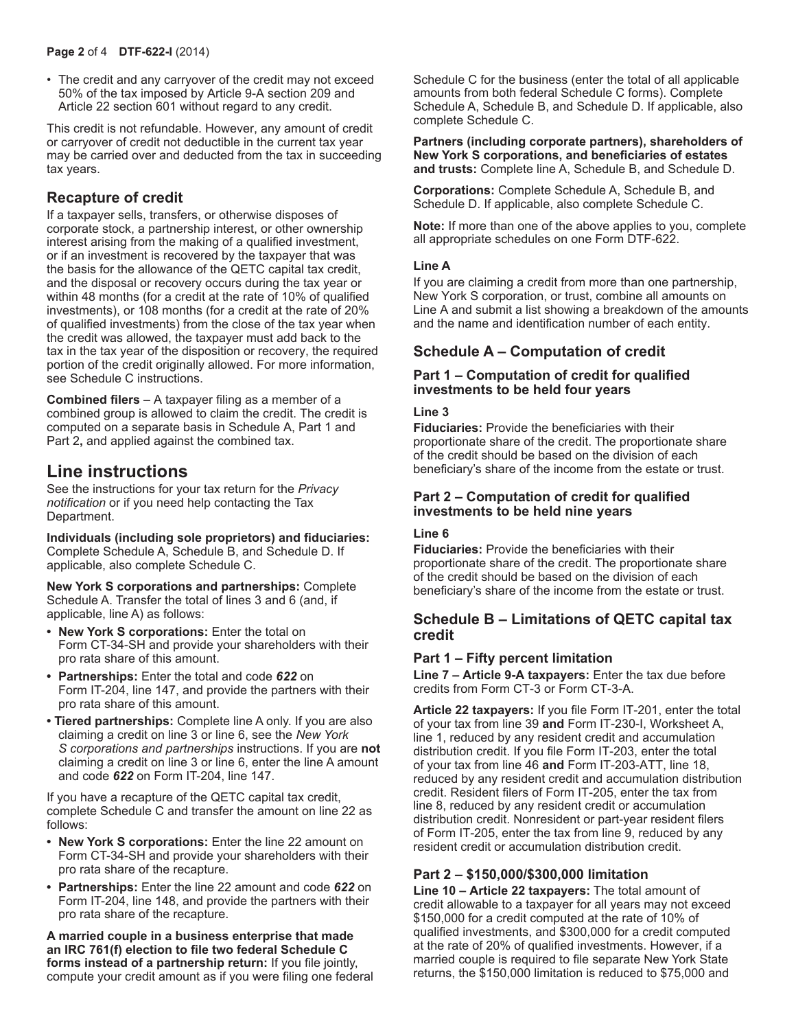- The credit and any carryover of the credit may not exceed 50% of the tax imposed by Article 9-A section 209 and Article 22 section 601 without regard to any credit.

This credit is not refundable. However, any amount of credit or carryover of credit not deductible in the current tax year may be carried over and deducted from the tax in succeeding tax years.

## Recapture of credit

If a taxpayer sells, transfers, or otherwise disposes of corporate stock, a partnership interest, or other ownership interest arising from the making of a qualified investment, or if an investment is recovered by the taxpayer that was the basis for the allowance of the QETC capital tax credit, and the disposal or recovery occurs during the tax year or within 48 months (for a credit at the rate of 10% of qualified investments), or 108 months (for a credit at the rate of 20% of qualified investments) from the close of the tax year when the credit was allowed, the taxpayer must add back to the tax in the tax year of the disposition or recovery, the required portion of the credit originally allowed. For more information, see Schedule C instructions.

**Combined filers** – A taxpayer filing as a member of a combined group is allowed to claim the credit. The credit is computed on a separate basis in Schedule A, Part 1 and Part 2**,** and applied against the combined tax.

# Line instructions

See the instructions for your tax return for the *Privacy notification* or if you need help contacting the Tax Department.

**Individuals (including sole proprietors) and fiduciaries:** Complete Schedule A, Schedule B, and Schedule D. If applicable, also complete Schedule C.

**New York S corporations and partnerships:** Complete Schedule A. Transfer the total of lines 3 and 6 (and, if applicable, line A) as follows:

- **New York S corporations:** Enter the total on Form CT-34-SH and provide your shareholders with their pro rata share of this amount.
- **Partnerships:** Enter the total and code ***622*** on Form IT-204, line 147, and provide the partners with their pro rata share of this amount.
- **Tiered partnerships:** Complete line A only. If you are also claiming a credit on line 3 or line 6, see the *New York S corporations and partnerships* instructions. If you are **not** claiming a credit on line 3 or line 6, enter the line A amount and code ***622*** on Form IT-204, line 147.

If you have a recapture of the QETC capital tax credit, complete Schedule C and transfer the amount on line 22 as follows:

- **New York S corporations:** Enter the line 22 amount on Form CT-34-SH and provide your shareholders with their pro rata share of the recapture.
- **Partnerships:** Enter the line 22 amount and code ***622*** on Form IT-204, line 148, and provide the partners with their pro rata share of the recapture.

**A married couple in a business enterprise that made an IRC 761(f) election to file two federal Schedule C forms instead of a partnership return:** If you file jointly, compute your credit amount as if you were filing one federal Schedule C for the business (enter the total of all applicable amounts from both federal Schedule C forms). Complete Schedule A, Schedule B, and Schedule D. If applicable, also complete Schedule C.

**Partners (including corporate partners), shareholders of New York S corporations, and beneficiaries of estates and trusts:** Complete line A, Schedule B, and Schedule D.

**Corporations:** Complete Schedule A, Schedule B, and Schedule D. If applicable, also complete Schedule C.

**Note:** If more than one of the above applies to you, complete all appropriate schedules on one Form DTF-622.

#### Line A

If you are claiming a credit from more than one partnership, New York S corporation, or trust, combine all amounts on Line A and submit a list showing a breakdown of the amounts and the name and identification number of each entity.

## Schedule A – Computation of credit

### Part 1 – Computation of credit for qualified investments to be held four years

#### Line 3

**Fiduciaries:** Provide the beneficiaries with their proportionate share of the credit. The proportionate share of the credit should be based on the division of each beneficiary's share of the income from the estate or trust.

### Part 2 – Computation of credit for qualified investments to be held nine years

#### Line 6

**Fiduciaries:** Provide the beneficiaries with their proportionate share of the credit. The proportionate share of the credit should be based on the division of each beneficiary's share of the income from the estate or trust.

## Schedule B – Limitations of QETC capital tax credit

### Part 1 – Fifty percent limitation

**Line 7 – Article 9-A taxpayers:** Enter the tax due before credits from Form CT-3 or Form CT-3-A.

**Article 22 taxpayers:** If you file Form IT-201, enter the total of your tax from line 39 **and** Form IT-230-I, Worksheet A, line 1, reduced by any resident credit and accumulation distribution credit. If you file Form IT-203, enter the total of your tax from line 46 **and** Form IT-203-ATT, line 18, reduced by any resident credit and accumulation distribution credit. Resident filers of Form IT-205, enter the tax from line 8, reduced by any resident credit or accumulation distribution credit. Nonresident or part-year resident filers of Form IT-205, enter the tax from line 9, reduced by any resident credit or accumulation distribution credit.

### Part 2 – $150,000/$300,000 limitation

**Line 10 – Article 22 taxpayers:** The total amount of credit allowable to a taxpayer for all years may not exceed $150,000 for a credit computed at the rate of 10% of qualified investments, and $300,000 for a credit computed at the rate of 20% of qualified investments. However, if a married couple is required to file separate New York State returns, the $150,000 limitation is reduced to $75,000 and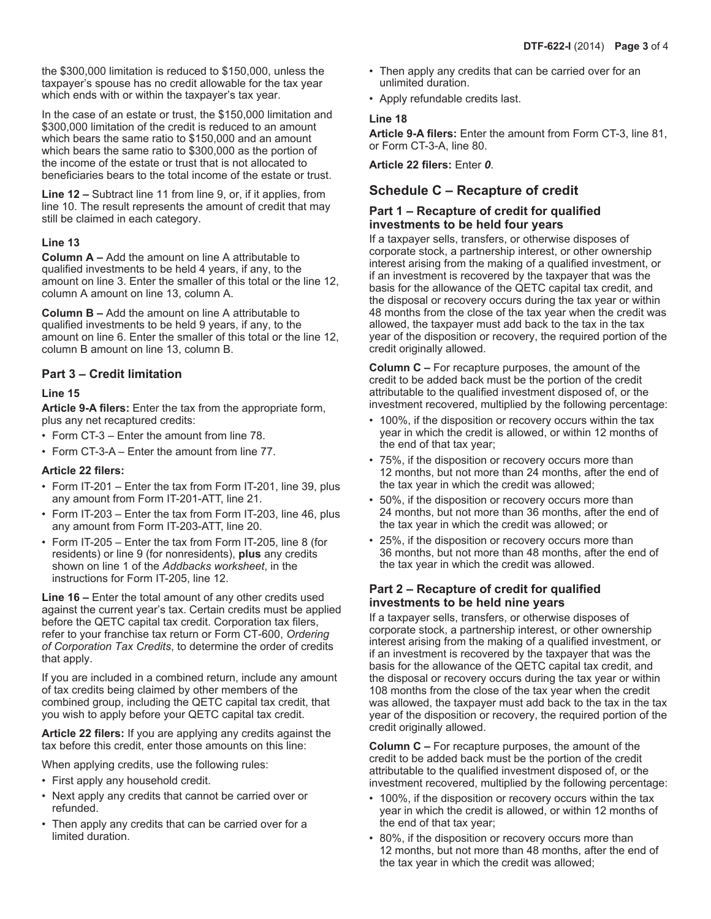the $300,000 limitation is reduced to $150,000, unless the taxpayer's spouse has no credit allowable for the tax year which ends with or within the taxpayer's tax year.

In the case of an estate or trust, the $150,000 limitation and $300,000 limitation of the credit is reduced to an amount which bears the same ratio to $150,000 and an amount which bears the same ratio to $300,000 as the portion of the income of the estate or trust that is not allocated to beneficiaries bears to the total income of the estate or trust.

**Line 12 –** Subtract line 11 from line 9, or, if it applies, from line 10. The result represents the amount of credit that may still be claimed in each category.

**Line 13**

**Column A –** Add the amount on line A attributable to qualified investments to be held 4 years, if any, to the amount on line 3. Enter the smaller of this total or the line 12, column A amount on line 13, column A.

**Column B –** Add the amount on line A attributable to qualified investments to be held 9 years, if any, to the amount on line 6. Enter the smaller of this total or the line 12, column B amount on line 13, column B.

## Part 3 – Credit limitation

**Line 15**

**Article 9-A filers:** Enter the tax from the appropriate form, plus any net recaptured credits:

- Form CT-3 – Enter the amount from line 78.
- Form CT-3-A – Enter the amount from line 77.

**Article 22 filers:**

- Form IT-201 – Enter the tax from Form IT-201, line 39, plus any amount from Form IT-201-ATT, line 21.
- Form IT-203 – Enter the tax from Form IT-203, line 46, plus any amount from Form IT-203-ATT, line 20.
- Form IT-205 – Enter the tax from Form IT-205, line 8 (for residents) or line 9 (for nonresidents), **plus** any credits shown on line 1 of the *Addbacks worksheet*, in the instructions for Form IT-205, line 12.

**Line 16 –** Enter the total amount of any other credits used against the current year's tax. Certain credits must be applied before the QETC capital tax credit. Corporation tax filers, refer to your franchise tax return or Form CT-600, *Ordering of Corporation Tax Credits*, to determine the order of credits that apply.

If you are included in a combined return, include any amount of tax credits being claimed by other members of the combined group, including the QETC capital tax credit, that you wish to apply before your QETC capital tax credit.

**Article 22 filers:** If you are applying any credits against the tax before this credit, enter those amounts on this line:

When applying credits, use the following rules:

- First apply any household credit.
- Next apply any credits that cannot be carried over or refunded.
- Then apply any credits that can be carried over for a limited duration.
- Then apply any credits that can be carried over for an unlimited duration.
- Apply refundable credits last.

**Line 18**

**Article 9-A filers:** Enter the amount from Form CT-3, line 81, or Form CT-3-A, line 80.

**Article 22 filers:** Enter ***0***.

## Schedule C – Recapture of credit

### Part 1 – Recapture of credit for qualified investments to be held four years

If a taxpayer sells, transfers, or otherwise disposes of corporate stock, a partnership interest, or other ownership interest arising from the making of a qualified investment, or if an investment is recovered by the taxpayer that was the basis for the allowance of the QETC capital tax credit, and the disposal or recovery occurs during the tax year or within 48 months from the close of the tax year when the credit was allowed, the taxpayer must add back to the tax in the tax year of the disposition or recovery, the required portion of the credit originally allowed.

**Column C –** For recapture purposes, the amount of the credit to be added back must be the portion of the credit attributable to the qualified investment disposed of, or the investment recovered, multiplied by the following percentage:

- 100%, if the disposition or recovery occurs within the tax year in which the credit is allowed, or within 12 months of the end of that tax year;
- 75%, if the disposition or recovery occurs more than 12 months, but not more than 24 months, after the end of the tax year in which the credit was allowed;
- 50%, if the disposition or recovery occurs more than 24 months, but not more than 36 months, after the end of the tax year in which the credit was allowed; or
- 25%, if the disposition or recovery occurs more than 36 months, but not more than 48 months, after the end of the tax year in which the credit was allowed.

### Part 2 – Recapture of credit for qualified investments to be held nine years

If a taxpayer sells, transfers, or otherwise disposes of corporate stock, a partnership interest, or other ownership interest arising from the making of a qualified investment, or if an investment is recovered by the taxpayer that was the basis for the allowance of the QETC capital tax credit, and the disposal or recovery occurs during the tax year or within 108 months from the close of the tax year when the credit was allowed, the taxpayer must add back to the tax in the tax year of the disposition or recovery, the required portion of the credit originally allowed.

**Column C –** For recapture purposes, the amount of the credit to be added back must be the portion of the credit attributable to the qualified investment disposed of, or the investment recovered, multiplied by the following percentage:

- 100%, if the disposition or recovery occurs within the tax year in which the credit is allowed, or within 12 months of the end of that tax year;
- 80%, if the disposition or recovery occurs more than 12 months, but not more than 48 months, after the end of the tax year in which the credit was allowed;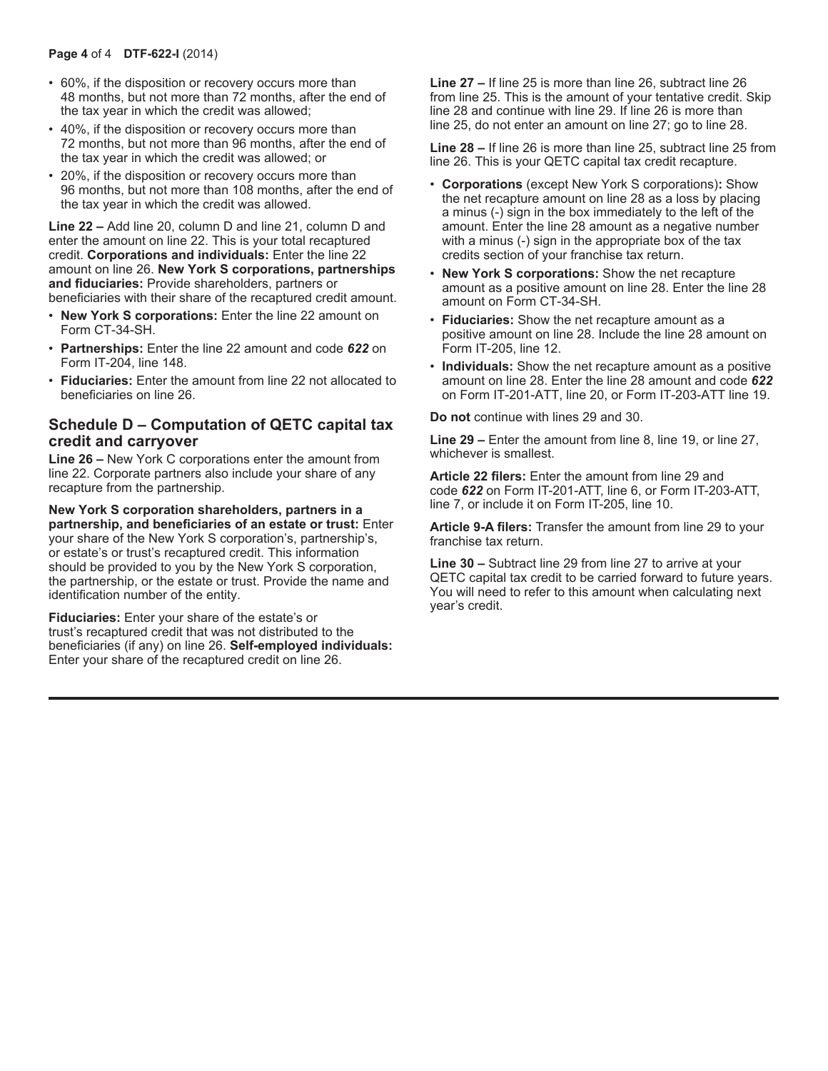- 60%, if the disposition or recovery occurs more than 48 months, but not more than 72 months, after the end of the tax year in which the credit was allowed;
- 40%, if the disposition or recovery occurs more than 72 months, but not more than 96 months, after the end of the tax year in which the credit was allowed; or
- 20%, if the disposition or recovery occurs more than 96 months, but not more than 108 months, after the end of the tax year in which the credit was allowed.

**Line 22 –** Add line 20, column D and line 21, column D and enter the amount on line 22. This is your total recaptured credit. **Corporations and individuals:** Enter the line 22 amount on line 26. **New York S corporations, partnerships and fiduciaries:** Provide shareholders, partners or beneficiaries with their share of the recaptured credit amount.

- **New York S corporations:** Enter the line 22 amount on Form CT-34-SH.
- **Partnerships:** Enter the line 22 amount and code ***622*** on Form IT-204, line 148.
- **Fiduciaries:** Enter the amount from line 22 not allocated to beneficiaries on line 26.

## Schedule D – Computation of QETC capital tax credit and carryover

**Line 26 –** New York C corporations enter the amount from line 22. Corporate partners also include your share of any recapture from the partnership.

**New York S corporation shareholders, partners in a partnership, and beneficiaries of an estate or trust:** Enter your share of the New York S corporation's, partnership's, or estate's or trust's recaptured credit. This information should be provided to you by the New York S corporation, the partnership, or the estate or trust. Provide the name and identification number of the entity.

**Fiduciaries:** Enter your share of the estate's or trust's recaptured credit that was not distributed to the beneficiaries (if any) on line 26. **Self-employed individuals:** Enter your share of the recaptured credit on line 26.

**Line 27 –** If line 25 is more than line 26, subtract line 26 from line 25. This is the amount of your tentative credit. Skip line 28 and continue with line 29. If line 26 is more than line 25, do not enter an amount on line 27; go to line 28.

**Line 28 –** If line 26 is more than line 25, subtract line 25 from line 26. This is your QETC capital tax credit recapture.

- **Corporations** (except New York S corporations)**:** Show the net recapture amount on line 28 as a loss by placing a minus (-) sign in the box immediately to the left of the amount. Enter the line 28 amount as a negative number with a minus (-) sign in the appropriate box of the tax credits section of your franchise tax return.
- **New York S corporations:** Show the net recapture amount as a positive amount on line 28. Enter the line 28 amount on Form CT-34-SH.
- **Fiduciaries:** Show the net recapture amount as a positive amount on line 28. Include the line 28 amount on Form IT-205, line 12.
- **Individuals:** Show the net recapture amount as a positive amount on line 28. Enter the line 28 amount and code ***622*** on Form IT-201-ATT, line 20, or Form IT-203-ATT line 19.

**Do not** continue with lines 29 and 30.

**Line 29 –** Enter the amount from line 8, line 19, or line 27, whichever is smallest.

**Article 22 filers:** Enter the amount from line 29 and code ***622*** on Form IT-201-ATT, line 6, or Form IT-203-ATT, line 7, or include it on Form IT-205, line 10.

**Article 9-A filers:** Transfer the amount from line 29 to your franchise tax return.

**Line 30 –** Subtract line 29 from line 27 to arrive at your QETC capital tax credit to be carried forward to future years. You will need to refer to this amount when calculating next year's credit.